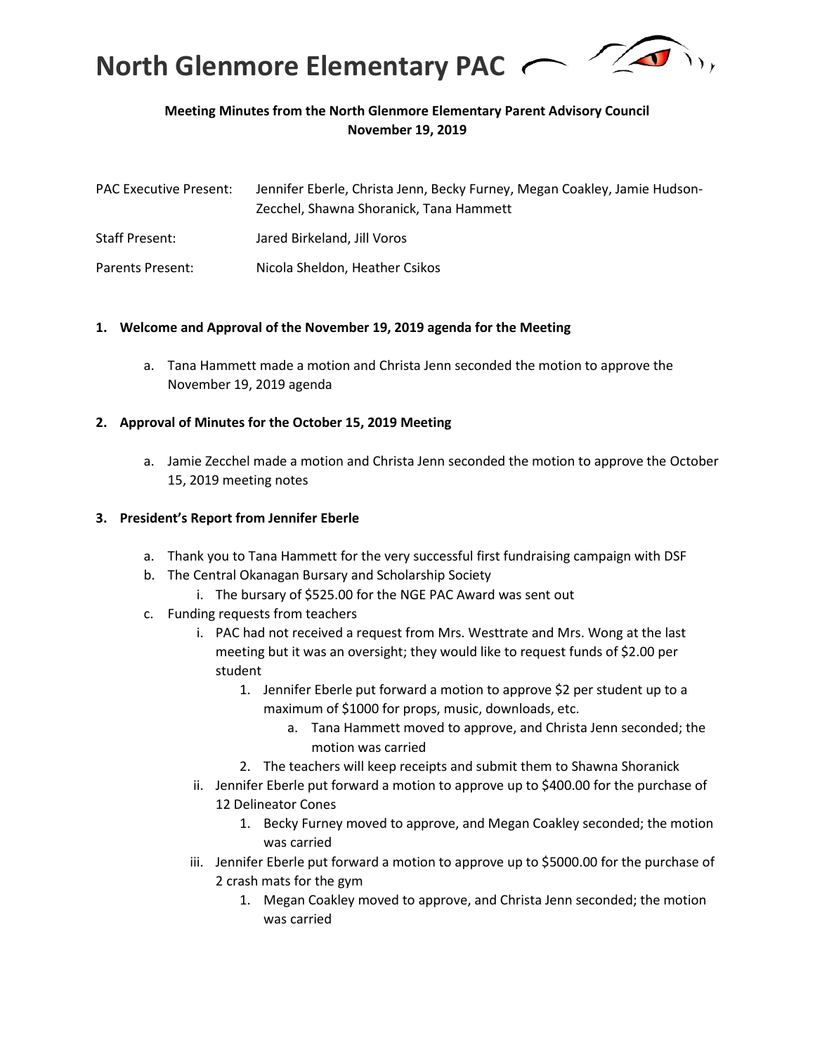# North Glenmore Elementary PAC

**Meeting Minutes from the North Glenmore Elementary Parent Advisory Council**
**November 19, 2019**

PAC Executive Present: Jennifer Eberle, Christa Jenn, Becky Furney, Megan Coakley, Jamie Hudson-Zecchel, Shawna Shoranick, Tana Hammett

Staff Present: Jared Birkeland, Jill Voros

Parents Present: Nicola Sheldon, Heather Csikos

**1. Welcome and Approval of the November 19, 2019 agenda for the Meeting**

   a. Tana Hammett made a motion and Christa Jenn seconded the motion to approve the November 19, 2019 agenda

**2. Approval of Minutes for the October 15, 2019 Meeting**

   a. Jamie Zecchel made a motion and Christa Jenn seconded the motion to approve the October 15, 2019 meeting notes

**3. President's Report from Jennifer Eberle**

   a. Thank you to Tana Hammett for the very successful first fundraising campaign with DSF
   b. The Central Okanagan Bursary and Scholarship Society
      i. The bursary of $525.00 for the NGE PAC Award was sent out
   c. Funding requests from teachers
      i. PAC had not received a request from Mrs. Westtrate and Mrs. Wong at the last meeting but it was an oversight; they would like to request funds of $2.00 per student
         1. Jennifer Eberle put forward a motion to approve $2 per student up to a maximum of $1000 for props, music, downloads, etc.
            a. Tana Hammett moved to approve, and Christa Jenn seconded; the motion was carried
         2. The teachers will keep receipts and submit them to Shawna Shoranick
      ii. Jennifer Eberle put forward a motion to approve up to $400.00 for the purchase of 12 Delineator Cones
         1. Becky Furney moved to approve, and Megan Coakley seconded; the motion was carried
      iii. Jennifer Eberle put forward a motion to approve up to $5000.00 for the purchase of 2 crash mats for the gym
         1. Megan Coakley moved to approve, and Christa Jenn seconded; the motion was carried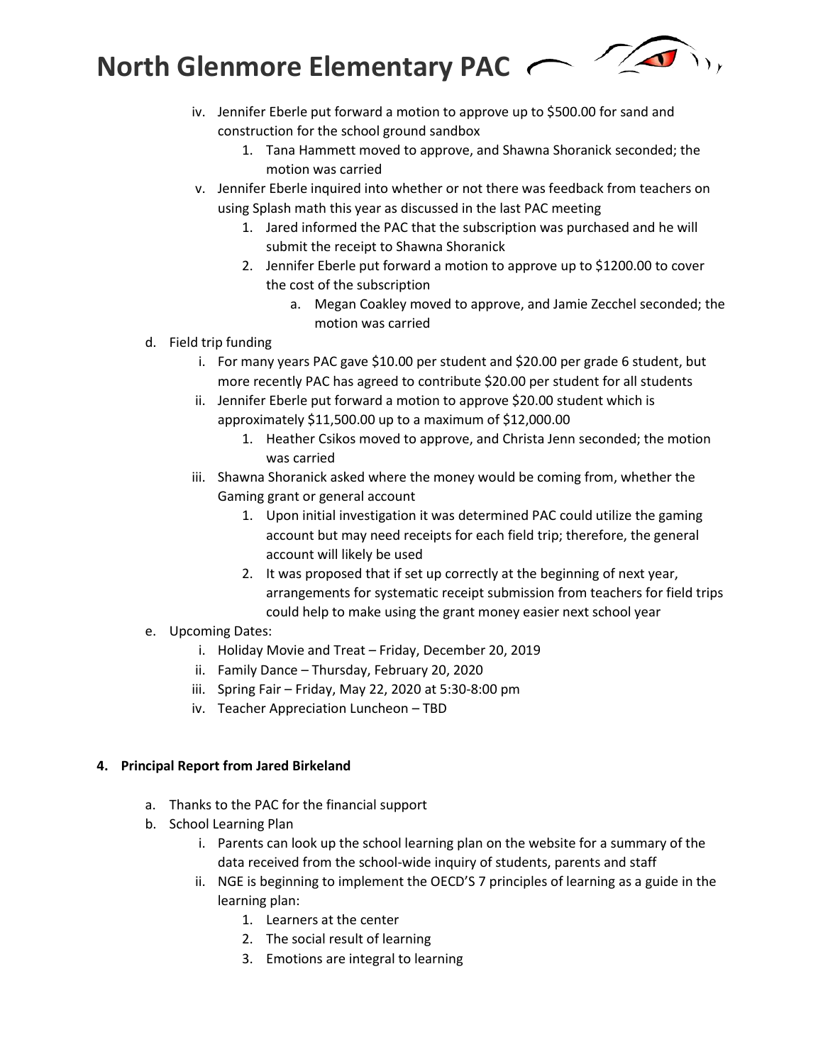iv. Jennifer Eberle put forward a motion to approve up to $500.00 for sand and construction for the school ground sandbox
   1. Tana Hammett moved to approve, and Shawna Shoranick seconded; the motion was carried

v. Jennifer Eberle inquired into whether or not there was feedback from teachers on using Splash math this year as discussed in the last PAC meeting
   1. Jared informed the PAC that the subscription was purchased and he will submit the receipt to Shawna Shoranick
   2. Jennifer Eberle put forward a motion to approve up to $1200.00 to cover the cost of the subscription
      a. Megan Coakley moved to approve, and Jamie Zecchel seconded; the motion was carried

d. Field trip funding
   i. For many years PAC gave $10.00 per student and $20.00 per grade 6 student, but more recently PAC has agreed to contribute $20.00 per student for all students
   ii. Jennifer Eberle put forward a motion to approve $20.00 student which is approximately $11,500.00 up to a maximum of $12,000.00
      1. Heather Csikos moved to approve, and Christa Jenn seconded; the motion was carried
   iii. Shawna Shoranick asked where the money would be coming from, whether the Gaming grant or general account
      1. Upon initial investigation it was determined PAC could utilize the gaming account but may need receipts for each field trip; therefore, the general account will likely be used
      2. It was proposed that if set up correctly at the beginning of next year, arrangements for systematic receipt submission from teachers for field trips could help to make using the grant money easier next school year

e. Upcoming Dates:
   i. Holiday Movie and Treat – Friday, December 20, 2019
   ii. Family Dance – Thursday, February 20, 2020
   iii. Spring Fair – Friday, May 22, 2020 at 5:30-8:00 pm
   iv. Teacher Appreciation Luncheon – TBD

**4. Principal Report from Jared Birkeland**

a. Thanks to the PAC for the financial support

b. School Learning Plan
   i. Parents can look up the school learning plan on the website for a summary of the data received from the school-wide inquiry of students, parents and staff
   ii. NGE is beginning to implement the OECD'S 7 principles of learning as a guide in the learning plan:
      1. Learners at the center
      2. The social result of learning
      3. Emotions are integral to learning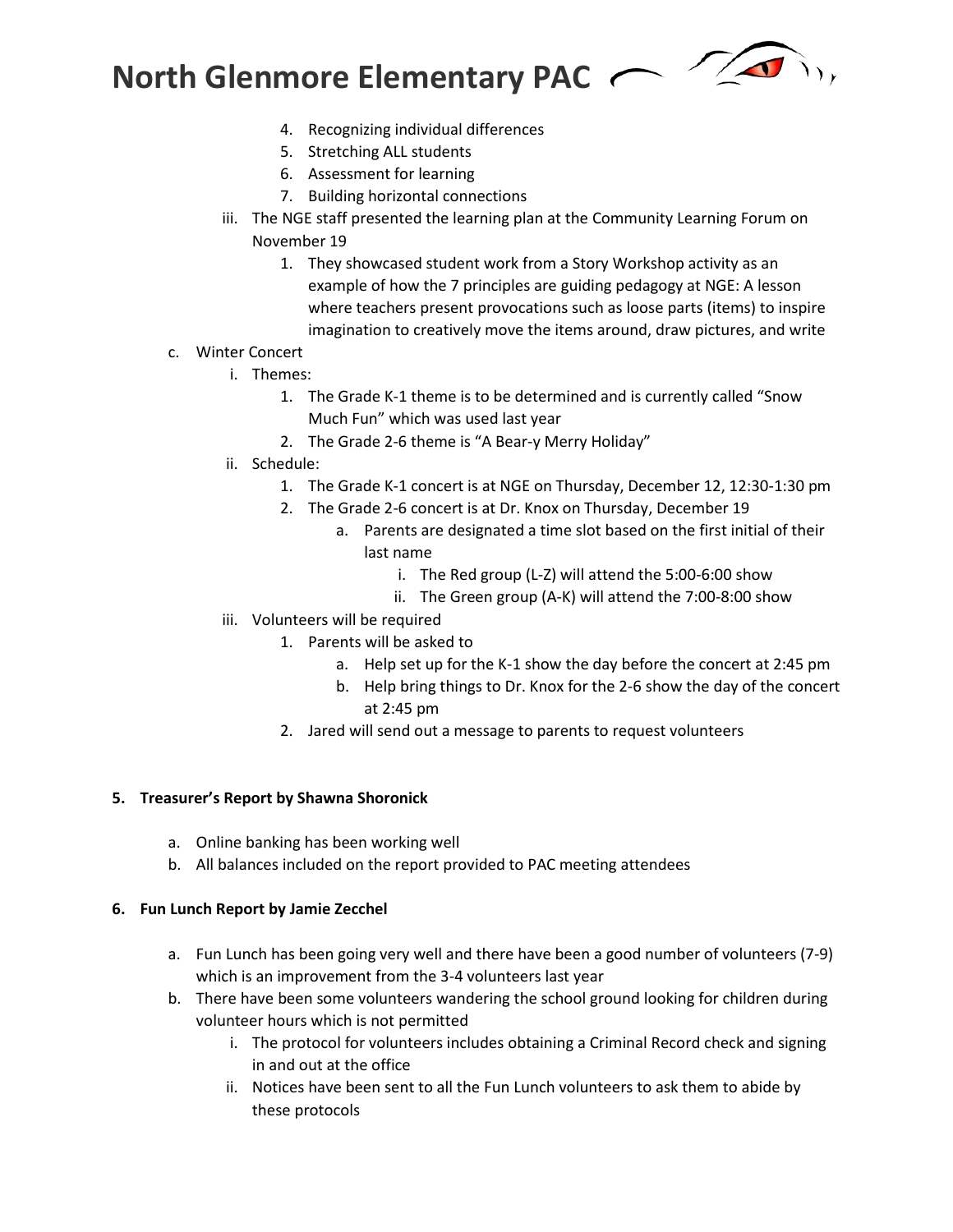4. Recognizing individual differences
5. Stretching ALL students
6. Assessment for learning
7. Building horizontal connections

iii. The NGE staff presented the learning plan at the Community Learning Forum on November 19

1. They showcased student work from a Story Workshop activity as an example of how the 7 principles are guiding pedagogy at NGE: A lesson where teachers present provocations such as loose parts (items) to inspire imagination to creatively move the items around, draw pictures, and write

c. Winter Concert

i. Themes:

1. The Grade K-1 theme is to be determined and is currently called "Snow Much Fun" which was used last year
2. The Grade 2-6 theme is "A Bear-y Merry Holiday"

ii. Schedule:

1. The Grade K-1 concert is at NGE on Thursday, December 12, 12:30-1:30 pm
2. The Grade 2-6 concert is at Dr. Knox on Thursday, December 19

a. Parents are designated a time slot based on the first initial of their last name

i. The Red group (L-Z) will attend the 5:00-6:00 show

ii. The Green group (A-K) will attend the 7:00-8:00 show

iii. Volunteers will be required

1. Parents will be asked to

a. Help set up for the K-1 show the day before the concert at 2:45 pm

b. Help bring things to Dr. Knox for the 2-6 show the day of the concert at 2:45 pm

2. Jared will send out a message to parents to request volunteers

**5. Treasurer's Report by Shawna Shoronick**

a. Online banking has been working well

b. All balances included on the report provided to PAC meeting attendees

**6. Fun Lunch Report by Jamie Zecchel**

a. Fun Lunch has been going very well and there have been a good number of volunteers (7-9) which is an improvement from the 3-4 volunteers last year

b. There have been some volunteers wandering the school ground looking for children during volunteer hours which is not permitted

i. The protocol for volunteers includes obtaining a Criminal Record check and signing in and out at the office

ii. Notices have been sent to all the Fun Lunch volunteers to ask them to abide by these protocols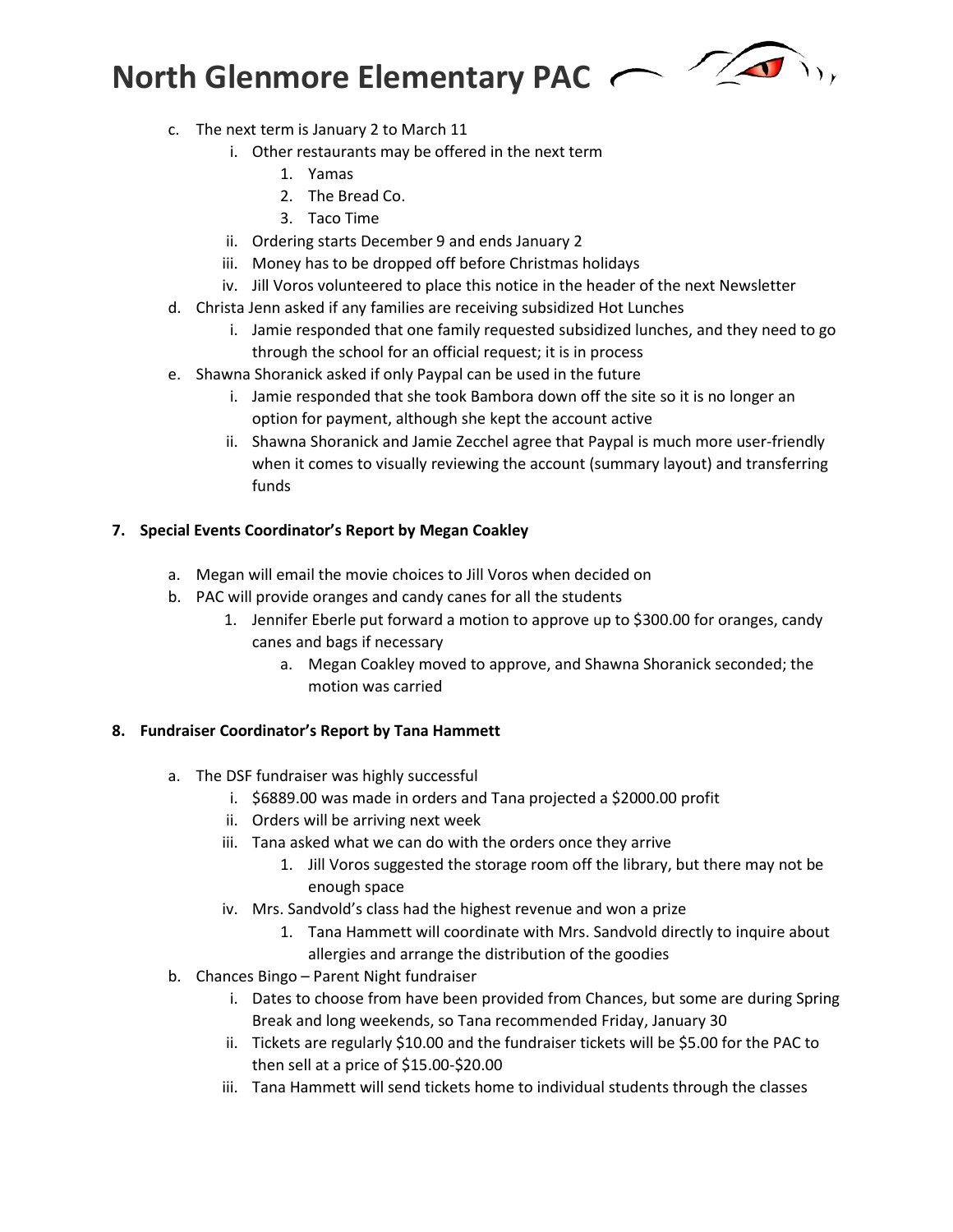c. The next term is January 2 to March 11
    i. Other restaurants may be offered in the next term
        1. Yamas
        2. The Bread Co.
        3. Taco Time
    ii. Ordering starts December 9 and ends January 2
    iii. Money has to be dropped off before Christmas holidays
    iv. Jill Voros volunteered to place this notice in the header of the next Newsletter

d. Christa Jenn asked if any families are receiving subsidized Hot Lunches
    i. Jamie responded that one family requested subsidized lunches, and they need to go through the school for an official request; it is in process

e. Shawna Shoranick asked if only Paypal can be used in the future
    i. Jamie responded that she took Bambora down off the site so it is no longer an option for payment, although she kept the account active
    ii. Shawna Shoranick and Jamie Zecchel agree that Paypal is much more user-friendly when it comes to visually reviewing the account (summary layout) and transferring funds

**7. Special Events Coordinator's Report by Megan Coakley**

a. Megan will email the movie choices to Jill Voros when decided on

b. PAC will provide oranges and candy canes for all the students
    1. Jennifer Eberle put forward a motion to approve up to $300.00 for oranges, candy canes and bags if necessary
        a. Megan Coakley moved to approve, and Shawna Shoranick seconded; the motion was carried

**8. Fundraiser Coordinator's Report by Tana Hammett**

a. The DSF fundraiser was highly successful
    i. $6889.00 was made in orders and Tana projected a $2000.00 profit
    ii. Orders will be arriving next week
    iii. Tana asked what we can do with the orders once they arrive
        1. Jill Voros suggested the storage room off the library, but there may not be enough space
    iv. Mrs. Sandvold's class had the highest revenue and won a prize
        1. Tana Hammett will coordinate with Mrs. Sandvold directly to inquire about allergies and arrange the distribution of the goodies

b. Chances Bingo – Parent Night fundraiser
    i. Dates to choose from have been provided from Chances, but some are during Spring Break and long weekends, so Tana recommended Friday, January 30
    ii. Tickets are regularly $10.00 and the fundraiser tickets will be $5.00 for the PAC to then sell at a price of $15.00-$20.00
    iii. Tana Hammett will send tickets home to individual students through the classes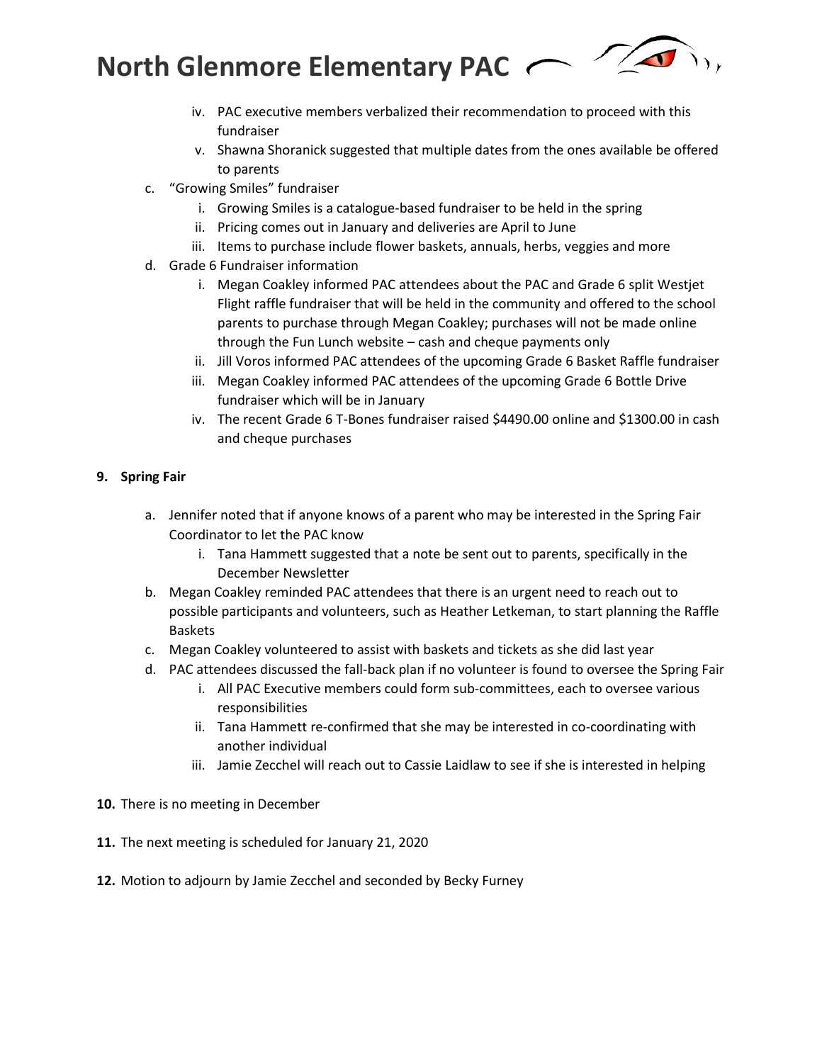iv. PAC executive members verbalized their recommendation to proceed with this fundraiser
v. Shawna Shoranick suggested that multiple dates from the ones available be offered to parents

c. "Growing Smiles" fundraiser
   i. Growing Smiles is a catalogue-based fundraiser to be held in the spring
   ii. Pricing comes out in January and deliveries are April to June
   iii. Items to purchase include flower baskets, annuals, herbs, veggies and more

d. Grade 6 Fundraiser information
   i. Megan Coakley informed PAC attendees about the PAC and Grade 6 split Westjet Flight raffle fundraiser that will be held in the community and offered to the school parents to purchase through Megan Coakley; purchases will not be made online through the Fun Lunch website – cash and cheque payments only
   ii. Jill Voros informed PAC attendees of the upcoming Grade 6 Basket Raffle fundraiser
   iii. Megan Coakley informed PAC attendees of the upcoming Grade 6 Bottle Drive fundraiser which will be in January
   iv. The recent Grade 6 T-Bones fundraiser raised $4490.00 online and $1300.00 in cash and cheque purchases

**9. Spring Fair**

a. Jennifer noted that if anyone knows of a parent who may be interested in the Spring Fair Coordinator to let the PAC know
   i. Tana Hammett suggested that a note be sent out to parents, specifically in the December Newsletter

b. Megan Coakley reminded PAC attendees that there is an urgent need to reach out to possible participants and volunteers, such as Heather Letkeman, to start planning the Raffle Baskets

c. Megan Coakley volunteered to assist with baskets and tickets as she did last year

d. PAC attendees discussed the fall-back plan if no volunteer is found to oversee the Spring Fair
   i. All PAC Executive members could form sub-committees, each to oversee various responsibilities
   ii. Tana Hammett re-confirmed that she may be interested in co-coordinating with another individual
   iii. Jamie Zecchel will reach out to Cassie Laidlaw to see if she is interested in helping

**10.** There is no meeting in December

**11.** The next meeting is scheduled for January 21, 2020

**12.** Motion to adjourn by Jamie Zecchel and seconded by Becky Furney